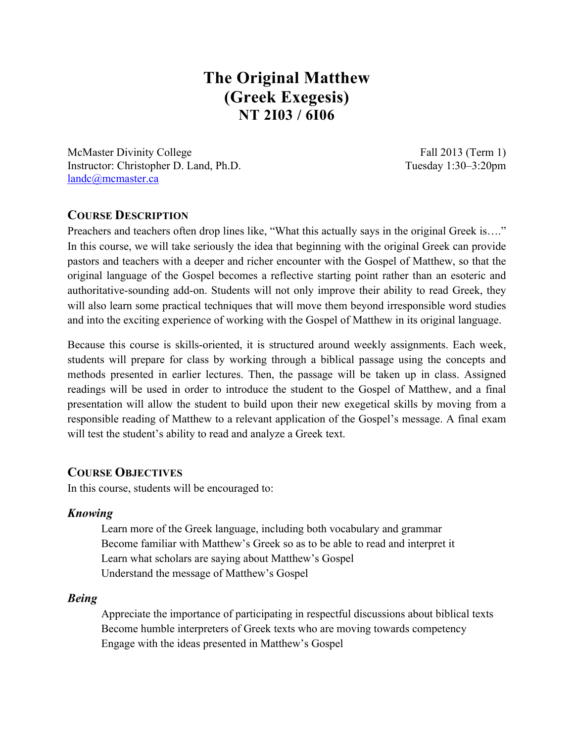# The Original Matthew (Greek Exegesis) NT 2I03 / 6I06

McMaster Divinity College
Instructor: Christopher D. Land, Ph.D.
landc@mcmaster.ca

Fall 2013 (Term 1)
Tuesday 1:30–3:20pm

## COURSE DESCRIPTION

Preachers and teachers often drop lines like, "What this actually says in the original Greek is…." In this course, we will take seriously the idea that beginning with the original Greek can provide pastors and teachers with a deeper and richer encounter with the Gospel of Matthew, so that the original language of the Gospel becomes a reflective starting point rather than an esoteric and authoritative-sounding add-on. Students will not only improve their ability to read Greek, they will also learn some practical techniques that will move them beyond irresponsible word studies and into the exciting experience of working with the Gospel of Matthew in its original language.

Because this course is skills-oriented, it is structured around weekly assignments. Each week, students will prepare for class by working through a biblical passage using the concepts and methods presented in earlier lectures. Then, the passage will be taken up in class. Assigned readings will be used in order to introduce the student to the Gospel of Matthew, and a final presentation will allow the student to build upon their new exegetical skills by moving from a responsible reading of Matthew to a relevant application of the Gospel's message. A final exam will test the student's ability to read and analyze a Greek text.

## COURSE OBJECTIVES

In this course, students will be encouraged to:

### *Knowing*

- Learn more of the Greek language, including both vocabulary and grammar
- Become familiar with Matthew's Greek so as to be able to read and interpret it
- Learn what scholars are saying about Matthew's Gospel
- Understand the message of Matthew's Gospel

### *Being*

- Appreciate the importance of participating in respectful discussions about biblical texts
- Become humble interpreters of Greek texts who are moving towards competency
- Engage with the ideas presented in Matthew's Gospel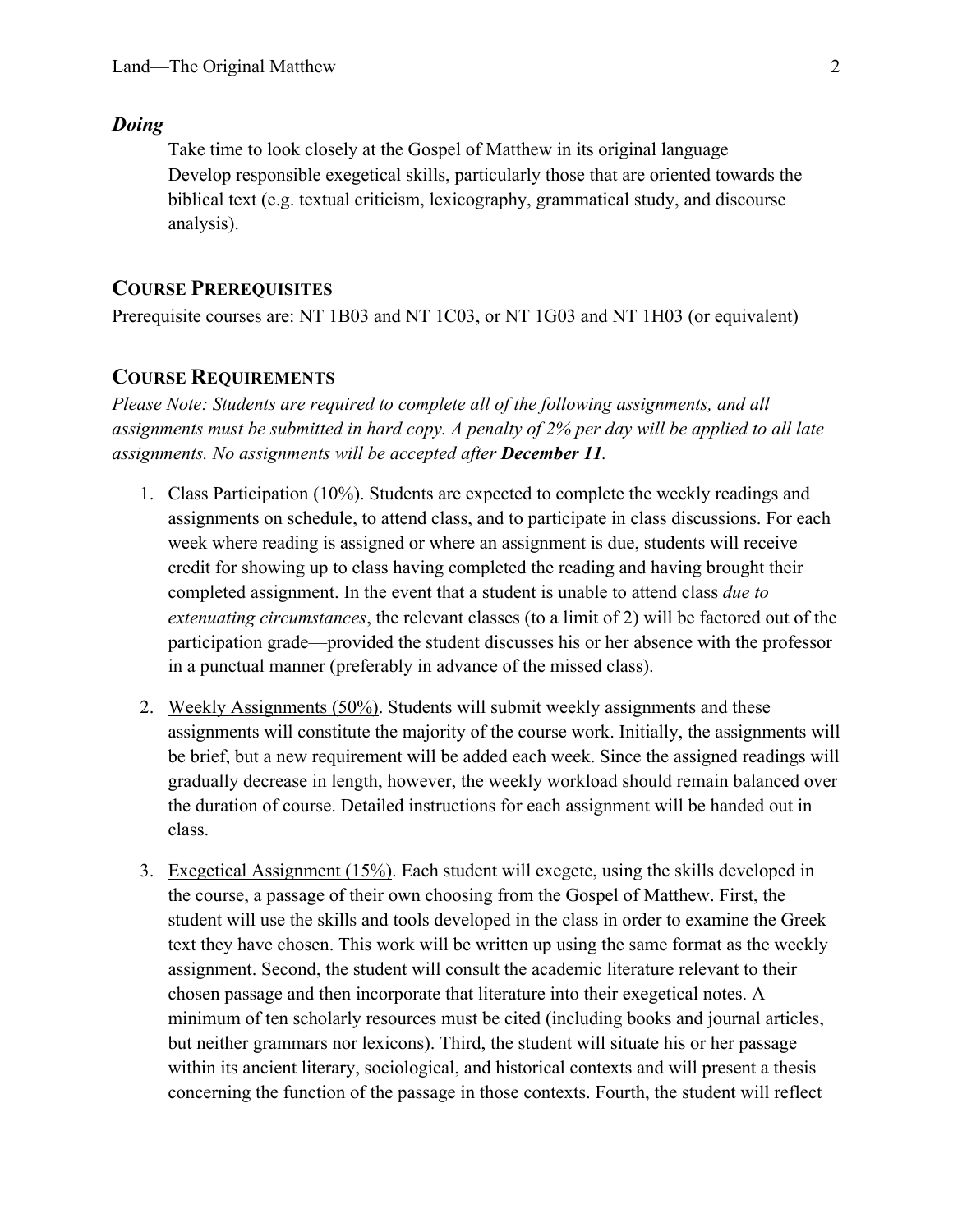### *Doing*

Take time to look closely at the Gospel of Matthew in its original language
Develop responsible exegetical skills, particularly those that are oriented towards the biblical text (e.g. textual criticism, lexicography, grammatical study, and discourse analysis).

## COURSE PREREQUISITES

Prerequisite courses are: NT 1B03 and NT 1C03, or NT 1G03 and NT 1H03 (or equivalent)

## COURSE REQUIREMENTS

*Please Note: Students are required to complete all of the following assignments, and all assignments must be submitted in hard copy. A penalty of 2% per day will be applied to all late assignments. No assignments will be accepted after **December 11**.*

1. Class Participation (10%). Students are expected to complete the weekly readings and assignments on schedule, to attend class, and to participate in class discussions. For each week where reading is assigned or where an assignment is due, students will receive credit for showing up to class having completed the reading and having brought their completed assignment. In the event that a student is unable to attend class *due to extenuating circumstances*, the relevant classes (to a limit of 2) will be factored out of the participation grade—provided the student discusses his or her absence with the professor in a punctual manner (preferably in advance of the missed class).

2. Weekly Assignments (50%). Students will submit weekly assignments and these assignments will constitute the majority of the course work. Initially, the assignments will be brief, but a new requirement will be added each week. Since the assigned readings will gradually decrease in length, however, the weekly workload should remain balanced over the duration of course. Detailed instructions for each assignment will be handed out in class.

3. Exegetical Assignment (15%). Each student will exegete, using the skills developed in the course, a passage of their own choosing from the Gospel of Matthew. First, the student will use the skills and tools developed in the class in order to examine the Greek text they have chosen. This work will be written up using the same format as the weekly assignment. Second, the student will consult the academic literature relevant to their chosen passage and then incorporate that literature into their exegetical notes. A minimum of ten scholarly resources must be cited (including books and journal articles, but neither grammars nor lexicons). Third, the student will situate his or her passage within its ancient literary, sociological, and historical contexts and will present a thesis concerning the function of the passage in those contexts. Fourth, the student will reflect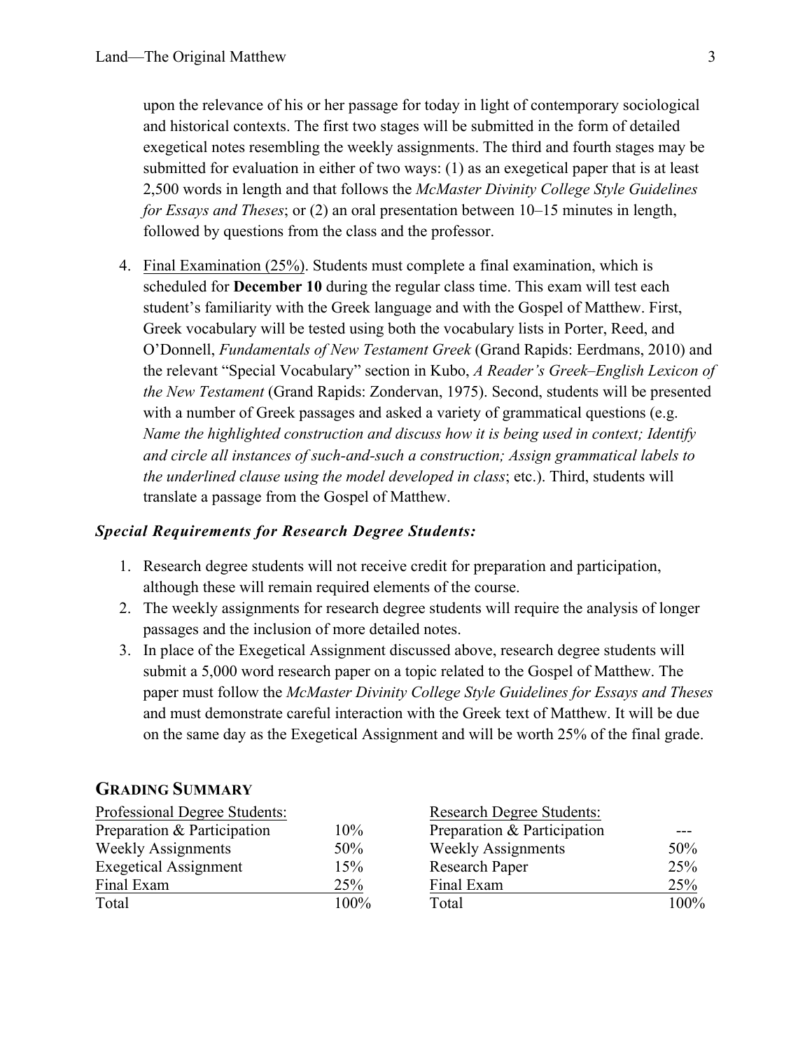upon the relevance of his or her passage for today in light of contemporary sociological and historical contexts. The first two stages will be submitted in the form of detailed exegetical notes resembling the weekly assignments. The third and fourth stages may be submitted for evaluation in either of two ways: (1) as an exegetical paper that is at least 2,500 words in length and that follows the *McMaster Divinity College Style Guidelines for Essays and Theses*; or (2) an oral presentation between 10–15 minutes in length, followed by questions from the class and the professor.

4. Final Examination (25%). Students must complete a final examination, which is scheduled for **December 10** during the regular class time. This exam will test each student's familiarity with the Greek language and with the Gospel of Matthew. First, Greek vocabulary will be tested using both the vocabulary lists in Porter, Reed, and O'Donnell, *Fundamentals of New Testament Greek* (Grand Rapids: Eerdmans, 2010) and the relevant "Special Vocabulary" section in Kubo, *A Reader's Greek–English Lexicon of the New Testament* (Grand Rapids: Zondervan, 1975). Second, students will be presented with a number of Greek passages and asked a variety of grammatical questions (e.g. *Name the highlighted construction and discuss how it is being used in context; Identify and circle all instances of such-and-such a construction; Assign grammatical labels to the underlined clause using the model developed in class*; etc.). Third, students will translate a passage from the Gospel of Matthew.

***Special Requirements for Research Degree Students:***

1. Research degree students will not receive credit for preparation and participation, although these will remain required elements of the course.
2. The weekly assignments for research degree students will require the analysis of longer passages and the inclusion of more detailed notes.
3. In place of the Exegetical Assignment discussed above, research degree students will submit a 5,000 word research paper on a topic related to the Gospel of Matthew. The paper must follow the *McMaster Divinity College Style Guidelines for Essays and Theses* and must demonstrate careful interaction with the Greek text of Matthew. It will be due on the same day as the Exegetical Assignment and will be worth 25% of the final grade.

## GRADING SUMMARY

| Professional Degree Students: | | Research Degree Students: | |
|---|---|---|---|
| Preparation & Participation | 10% | Preparation & Participation | --- |
| Weekly Assignments | 50% | Weekly Assignments | 50% |
| Exegetical Assignment | 15% | Research Paper | 25% |
| Final Exam | 25% | Final Exam | 25% |
| Total | 100% | Total | 100% |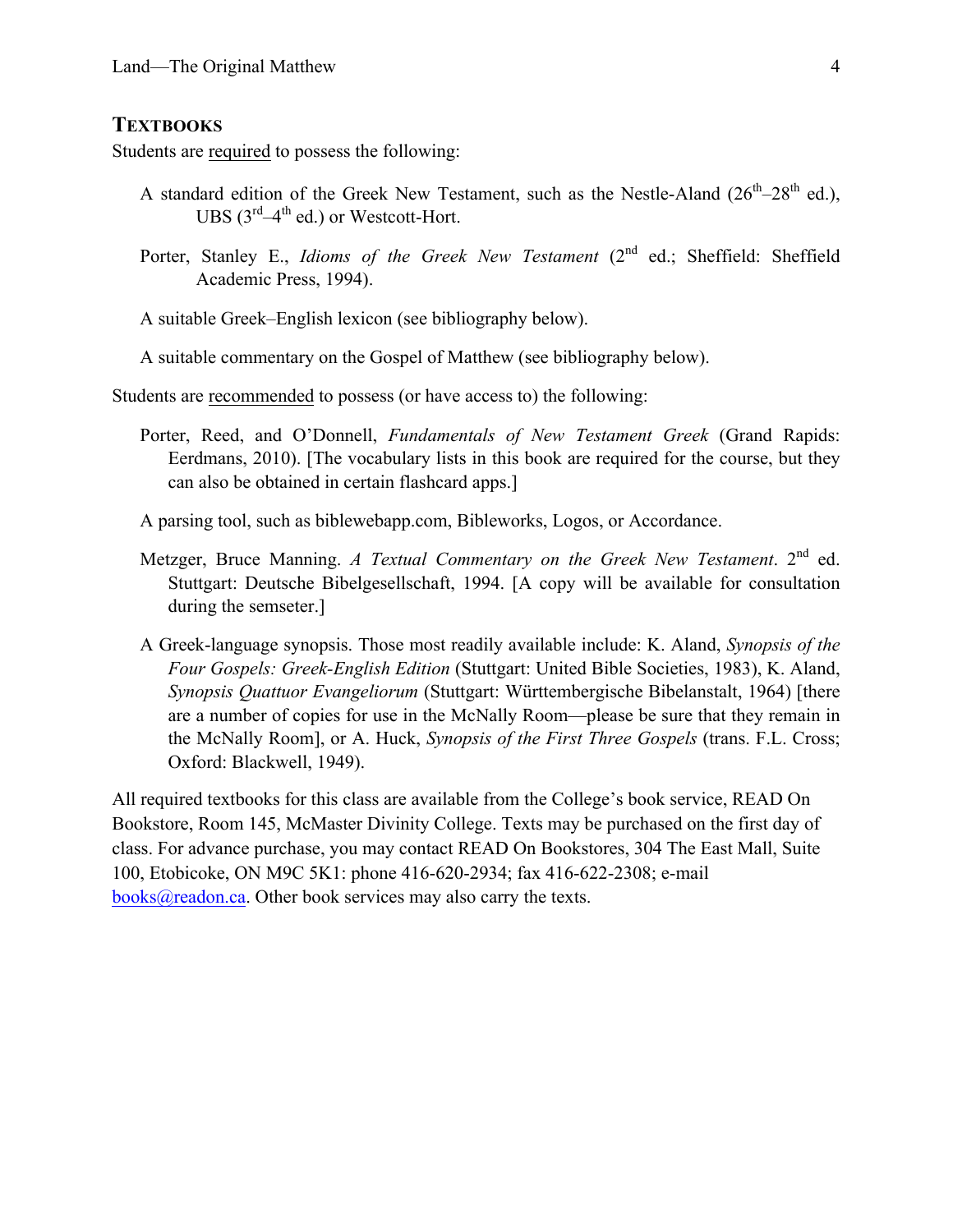## TEXTBOOKS

Students are <u>required</u> to possess the following:

A standard edition of the Greek New Testament, such as the Nestle-Aland (26th–28th ed.), UBS (3rd–4th ed.) or Westcott-Hort.

Porter, Stanley E., *Idioms of the Greek New Testament* (2nd ed.; Sheffield: Sheffield Academic Press, 1994).

A suitable Greek–English lexicon (see bibliography below).

A suitable commentary on the Gospel of Matthew (see bibliography below).

Students are <u>recommended</u> to possess (or have access to) the following:

Porter, Reed, and O'Donnell, *Fundamentals of New Testament Greek* (Grand Rapids: Eerdmans, 2010). [The vocabulary lists in this book are required for the course, but they can also be obtained in certain flashcard apps.]

A parsing tool, such as biblewebapp.com, Bibleworks, Logos, or Accordance.

Metzger, Bruce Manning. *A Textual Commentary on the Greek New Testament*. 2nd ed. Stuttgart: Deutsche Bibelgesellschaft, 1994. [A copy will be available for consultation during the semseter.]

A Greek-language synopsis. Those most readily available include: K. Aland, *Synopsis of the Four Gospels: Greek-English Edition* (Stuttgart: United Bible Societies, 1983), K. Aland, *Synopsis Quattuor Evangeliorum* (Stuttgart: Württembergische Bibelanstalt, 1964) [there are a number of copies for use in the McNally Room—please be sure that they remain in the McNally Room], or A. Huck, *Synopsis of the First Three Gospels* (trans. F.L. Cross; Oxford: Blackwell, 1949).

All required textbooks for this class are available from the College's book service, READ On Bookstore, Room 145, McMaster Divinity College. Texts may be purchased on the first day of class. For advance purchase, you may contact READ On Bookstores, 304 The East Mall, Suite 100, Etobicoke, ON M9C 5K1: phone 416-620-2934; fax 416-622-2308; e-mail books@readon.ca. Other book services may also carry the texts.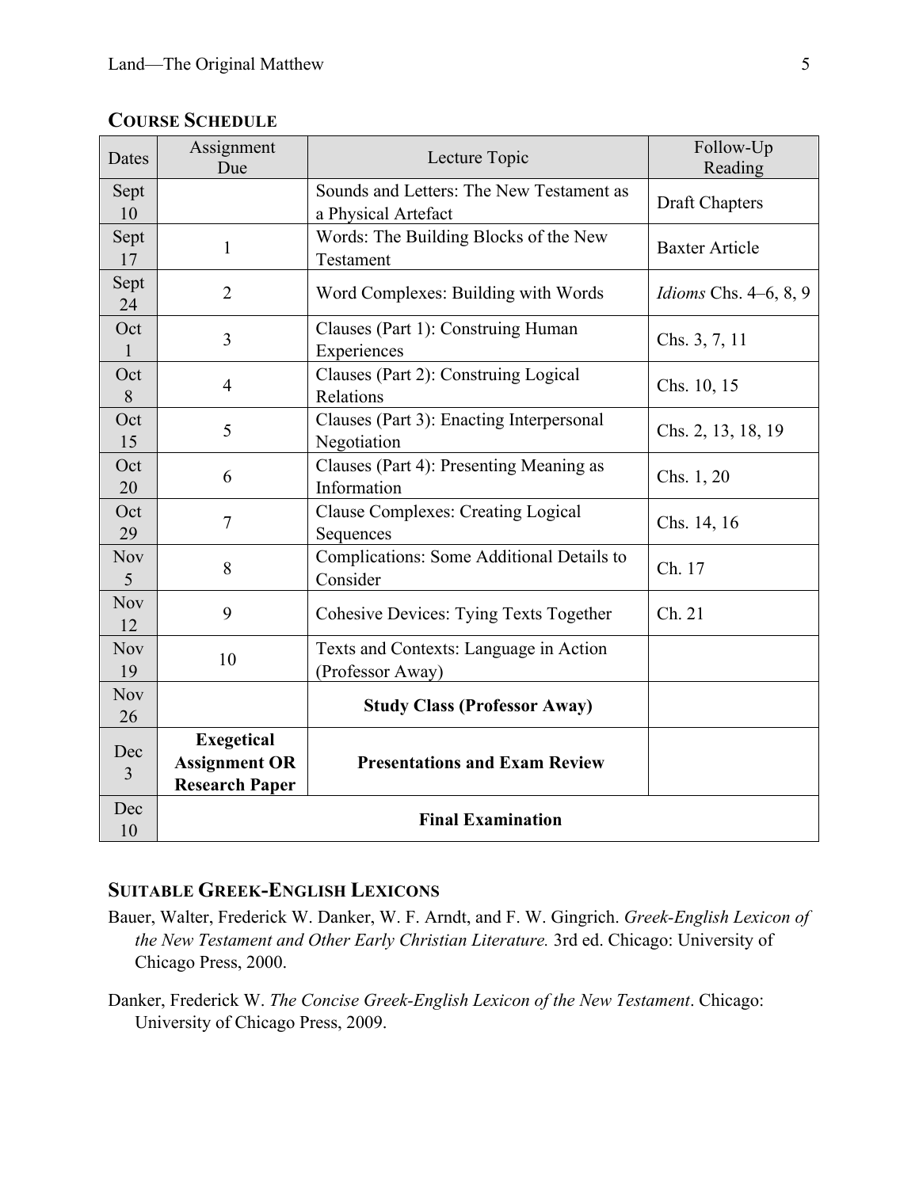## COURSE SCHEDULE

| Dates | Assignment Due | Lecture Topic | Follow-Up Reading |
|---|---|---|---|
| Sept 10 | | Sounds and Letters: The New Testament as a Physical Artefact | Draft Chapters |
| Sept 17 | 1 | Words: The Building Blocks of the New Testament | Baxter Article |
| Sept 24 | 2 | Word Complexes: Building with Words | *Idioms* Chs. 4–6, 8, 9 |
| Oct 1 | 3 | Clauses (Part 1): Construing Human Experiences | Chs. 3, 7, 11 |
| Oct 8 | 4 | Clauses (Part 2): Construing Logical Relations | Chs. 10, 15 |
| Oct 15 | 5 | Clauses (Part 3): Enacting Interpersonal Negotiation | Chs. 2, 13, 18, 19 |
| Oct 20 | 6 | Clauses (Part 4): Presenting Meaning as Information | Chs. 1, 20 |
| Oct 29 | 7 | Clause Complexes: Creating Logical Sequences | Chs. 14, 16 |
| Nov 5 | 8 | Complications: Some Additional Details to Consider | Ch. 17 |
| Nov 12 | 9 | Cohesive Devices: Tying Texts Together | Ch. 21 |
| Nov 19 | 10 | Texts and Contexts: Language in Action (Professor Away) | |
| Nov 26 | | **Study Class (Professor Away)** | |
| Dec 3 | **Exegetical Assignment OR Research Paper** | **Presentations and Exam Review** | |
| Dec 10 | **Final Examination** | | |

## SUITABLE GREEK-ENGLISH LEXICONS

Bauer, Walter, Frederick W. Danker, W. F. Arndt, and F. W. Gingrich. *Greek-English Lexicon of the New Testament and Other Early Christian Literature.* 3rd ed. Chicago: University of Chicago Press, 2000.

Danker, Frederick W. *The Concise Greek-English Lexicon of the New Testament*. Chicago: University of Chicago Press, 2009.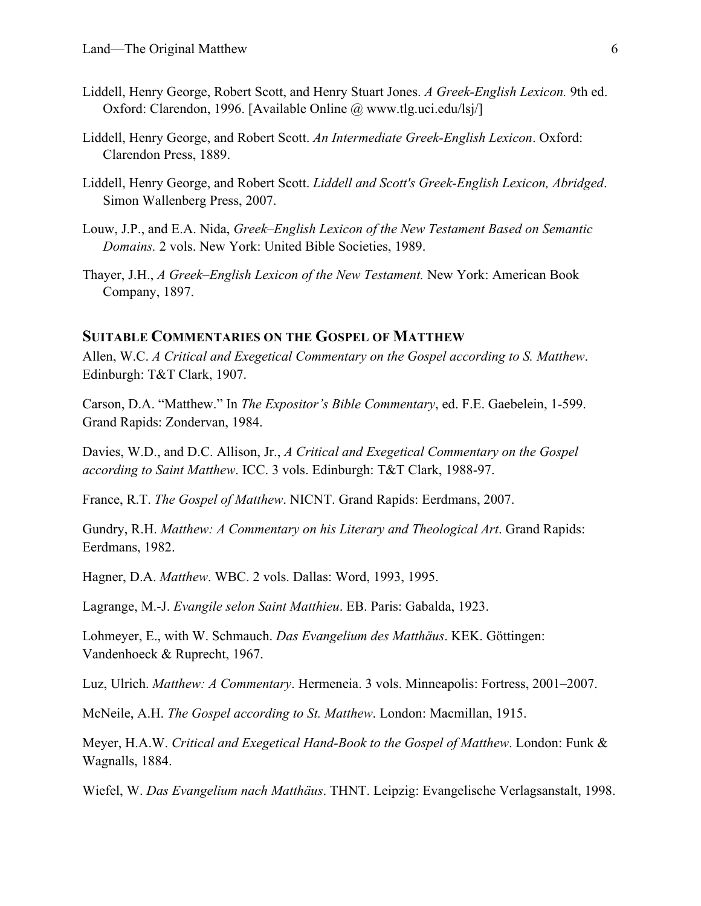Liddell, Henry George, Robert Scott, and Henry Stuart Jones. *A Greek-English Lexicon.* 9th ed. Oxford: Clarendon, 1996. [Available Online @ www.tlg.uci.edu/lsj/]

Liddell, Henry George, and Robert Scott. *An Intermediate Greek-English Lexicon*. Oxford: Clarendon Press, 1889.

Liddell, Henry George, and Robert Scott. *Liddell and Scott's Greek-English Lexicon, Abridged*. Simon Wallenberg Press, 2007.

Louw, J.P., and E.A. Nida, *Greek–English Lexicon of the New Testament Based on Semantic Domains.* 2 vols. New York: United Bible Societies, 1989.

Thayer, J.H., *A Greek–English Lexicon of the New Testament.* New York: American Book Company, 1897.

## SUITABLE COMMENTARIES ON THE GOSPEL OF MATTHEW

Allen, W.C. *A Critical and Exegetical Commentary on the Gospel according to S. Matthew*. Edinburgh: T&T Clark, 1907.

Carson, D.A. "Matthew." In *The Expositor's Bible Commentary*, ed. F.E. Gaebelein, 1-599. Grand Rapids: Zondervan, 1984.

Davies, W.D., and D.C. Allison, Jr., *A Critical and Exegetical Commentary on the Gospel according to Saint Matthew*. ICC. 3 vols. Edinburgh: T&T Clark, 1988-97.

France, R.T. *The Gospel of Matthew*. NICNT. Grand Rapids: Eerdmans, 2007.

Gundry, R.H. *Matthew: A Commentary on his Literary and Theological Art*. Grand Rapids: Eerdmans, 1982.

Hagner, D.A. *Matthew*. WBC. 2 vols. Dallas: Word, 1993, 1995.

Lagrange, M.-J. *Evangile selon Saint Matthieu*. EB. Paris: Gabalda, 1923.

Lohmeyer, E., with W. Schmauch. *Das Evangelium des Matthäus*. KEK. Göttingen: Vandenhoeck & Ruprecht, 1967.

Luz, Ulrich. *Matthew: A Commentary*. Hermeneia. 3 vols. Minneapolis: Fortress, 2001–2007.

McNeile, A.H. *The Gospel according to St. Matthew*. London: Macmillan, 1915.

Meyer, H.A.W. *Critical and Exegetical Hand-Book to the Gospel of Matthew*. London: Funk & Wagnalls, 1884.

Wiefel, W. *Das Evangelium nach Matthäus*. THNT. Leipzig: Evangelische Verlagsanstalt, 1998.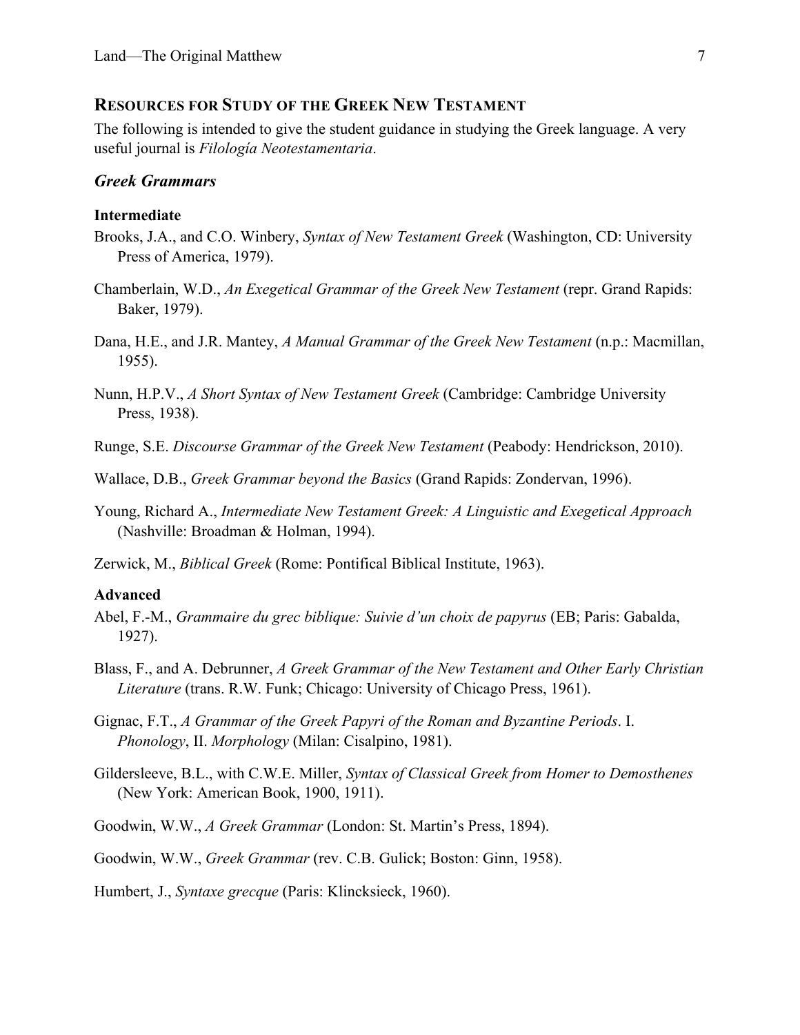## RESOURCES FOR STUDY OF THE GREEK NEW TESTAMENT

The following is intended to give the student guidance in studying the Greek language. A very useful journal is *Filología Neotestamentaria*.

### *Greek Grammars*

#### Intermediate

Brooks, J.A., and C.O. Winbery, *Syntax of New Testament Greek* (Washington, CD: University Press of America, 1979).

Chamberlain, W.D., *An Exegetical Grammar of the Greek New Testament* (repr. Grand Rapids: Baker, 1979).

Dana, H.E., and J.R. Mantey, *A Manual Grammar of the Greek New Testament* (n.p.: Macmillan, 1955).

Nunn, H.P.V., *A Short Syntax of New Testament Greek* (Cambridge: Cambridge University Press, 1938).

Runge, S.E. *Discourse Grammar of the Greek New Testament* (Peabody: Hendrickson, 2010).

Wallace, D.B., *Greek Grammar beyond the Basics* (Grand Rapids: Zondervan, 1996).

Young, Richard A., *Intermediate New Testament Greek: A Linguistic and Exegetical Approach* (Nashville: Broadman & Holman, 1994).

Zerwick, M., *Biblical Greek* (Rome: Pontifical Biblical Institute, 1963).

#### Advanced

Abel, F.-M., *Grammaire du grec biblique: Suivie d'un choix de papyrus* (EB; Paris: Gabalda, 1927).

Blass, F., and A. Debrunner, *A Greek Grammar of the New Testament and Other Early Christian Literature* (trans. R.W. Funk; Chicago: University of Chicago Press, 1961).

Gignac, F.T., *A Grammar of the Greek Papyri of the Roman and Byzantine Periods*. I. *Phonology*, II. *Morphology* (Milan: Cisalpino, 1981).

Gildersleeve, B.L., with C.W.E. Miller, *Syntax of Classical Greek from Homer to Demosthenes* (New York: American Book, 1900, 1911).

Goodwin, W.W., *A Greek Grammar* (London: St. Martin's Press, 1894).

Goodwin, W.W., *Greek Grammar* (rev. C.B. Gulick; Boston: Ginn, 1958).

Humbert, J., *Syntaxe grecque* (Paris: Klincksieck, 1960).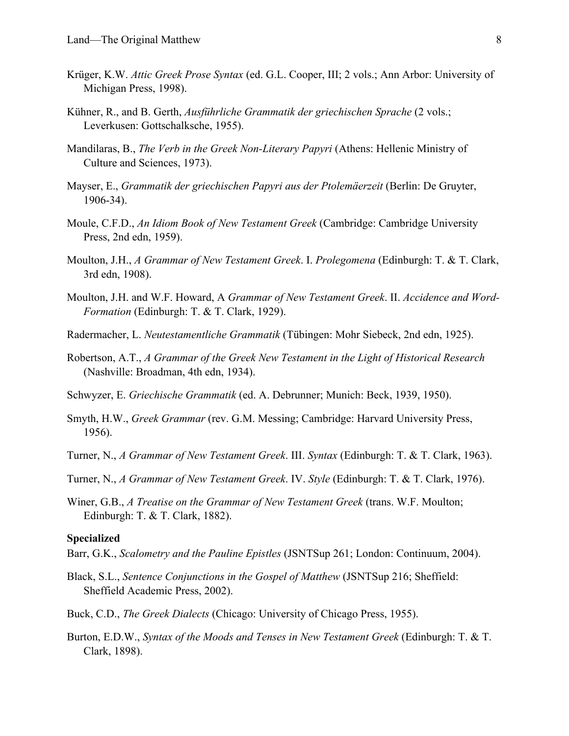Krüger, K.W. *Attic Greek Prose Syntax* (ed. G.L. Cooper, III; 2 vols.; Ann Arbor: University of Michigan Press, 1998).

Kühner, R., and B. Gerth, *Ausführliche Grammatik der griechischen Sprache* (2 vols.; Leverkusen: Gottschalksche, 1955).

Mandilaras, B., *The Verb in the Greek Non-Literary Papyri* (Athens: Hellenic Ministry of Culture and Sciences, 1973).

Mayser, E., *Grammatik der griechischen Papyri aus der Ptolemäerzeit* (Berlin: De Gruyter, 1906-34).

Moule, C.F.D., *An Idiom Book of New Testament Greek* (Cambridge: Cambridge University Press, 2nd edn, 1959).

Moulton, J.H., *A Grammar of New Testament Greek*. I. *Prolegomena* (Edinburgh: T. & T. Clark, 3rd edn, 1908).

Moulton, J.H. and W.F. Howard, A *Grammar of New Testament Greek*. II. *Accidence and Word-Formation* (Edinburgh: T. & T. Clark, 1929).

Radermacher, L. *Neutestamentliche Grammatik* (Tübingen: Mohr Siebeck, 2nd edn, 1925).

Robertson, A.T., *A Grammar of the Greek New Testament in the Light of Historical Research* (Nashville: Broadman, 4th edn, 1934).

Schwyzer, E. *Griechische Grammatik* (ed. A. Debrunner; Munich: Beck, 1939, 1950).

Smyth, H.W., *Greek Grammar* (rev. G.M. Messing; Cambridge: Harvard University Press, 1956).

Turner, N., *A Grammar of New Testament Greek*. III. *Syntax* (Edinburgh: T. & T. Clark, 1963).

Turner, N., *A Grammar of New Testament Greek*. IV. *Style* (Edinburgh: T. & T. Clark, 1976).

Winer, G.B., *A Treatise on the Grammar of New Testament Greek* (trans. W.F. Moulton; Edinburgh: T. & T. Clark, 1882).

**Specialized**

Barr, G.K., *Scalometry and the Pauline Epistles* (JSNTSup 261; London: Continuum, 2004).

Black, S.L., *Sentence Conjunctions in the Gospel of Matthew* (JSNTSup 216; Sheffield: Sheffield Academic Press, 2002).

Buck, C.D., *The Greek Dialects* (Chicago: University of Chicago Press, 1955).

Burton, E.D.W., *Syntax of the Moods and Tenses in New Testament Greek* (Edinburgh: T. & T. Clark, 1898).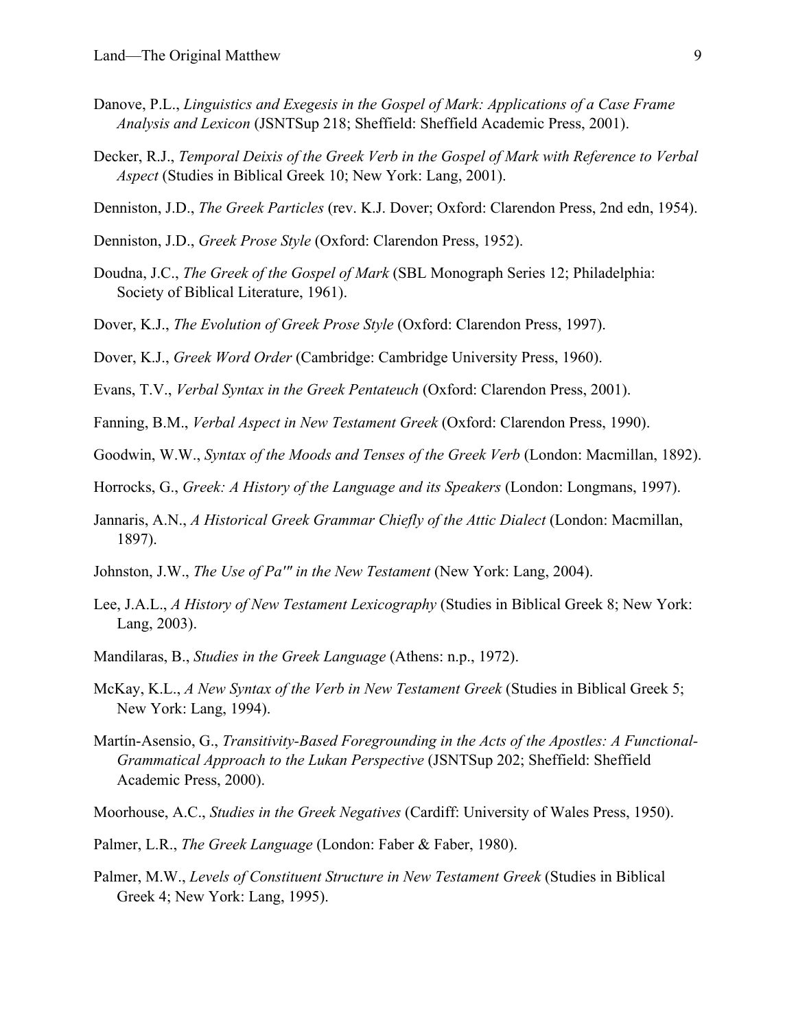Danove, P.L., *Linguistics and Exegesis in the Gospel of Mark: Applications of a Case Frame Analysis and Lexicon* (JSNTSup 218; Sheffield: Sheffield Academic Press, 2001).

Decker, R.J., *Temporal Deixis of the Greek Verb in the Gospel of Mark with Reference to Verbal Aspect* (Studies in Biblical Greek 10; New York: Lang, 2001).

Denniston, J.D., *The Greek Particles* (rev. K.J. Dover; Oxford: Clarendon Press, 2nd edn, 1954).

Denniston, J.D., *Greek Prose Style* (Oxford: Clarendon Press, 1952).

Doudna, J.C., *The Greek of the Gospel of Mark* (SBL Monograph Series 12; Philadelphia: Society of Biblical Literature, 1961).

Dover, K.J., *The Evolution of Greek Prose Style* (Oxford: Clarendon Press, 1997).

Dover, K.J., *Greek Word Order* (Cambridge: Cambridge University Press, 1960).

Evans, T.V., *Verbal Syntax in the Greek Pentateuch* (Oxford: Clarendon Press, 2001).

Fanning, B.M., *Verbal Aspect in New Testament Greek* (Oxford: Clarendon Press, 1990).

Goodwin, W.W., *Syntax of the Moods and Tenses of the Greek Verb* (London: Macmillan, 1892).

Horrocks, G., *Greek: A History of the Language and its Speakers* (London: Longmans, 1997).

Jannaris, A.N., *A Historical Greek Grammar Chiefly of the Attic Dialect* (London: Macmillan, 1897).

Johnston, J.W., *The Use of Pa'" in the New Testament* (New York: Lang, 2004).

Lee, J.A.L., *A History of New Testament Lexicography* (Studies in Biblical Greek 8; New York: Lang, 2003).

Mandilaras, B., *Studies in the Greek Language* (Athens: n.p., 1972).

McKay, K.L., *A New Syntax of the Verb in New Testament Greek* (Studies in Biblical Greek 5; New York: Lang, 1994).

Martín-Asensio, G., *Transitivity-Based Foregrounding in the Acts of the Apostles: A Functional-Grammatical Approach to the Lukan Perspective* (JSNTSup 202; Sheffield: Sheffield Academic Press, 2000).

Moorhouse, A.C., *Studies in the Greek Negatives* (Cardiff: University of Wales Press, 1950).

Palmer, L.R., *The Greek Language* (London: Faber & Faber, 1980).

Palmer, M.W., *Levels of Constituent Structure in New Testament Greek* (Studies in Biblical Greek 4; New York: Lang, 1995).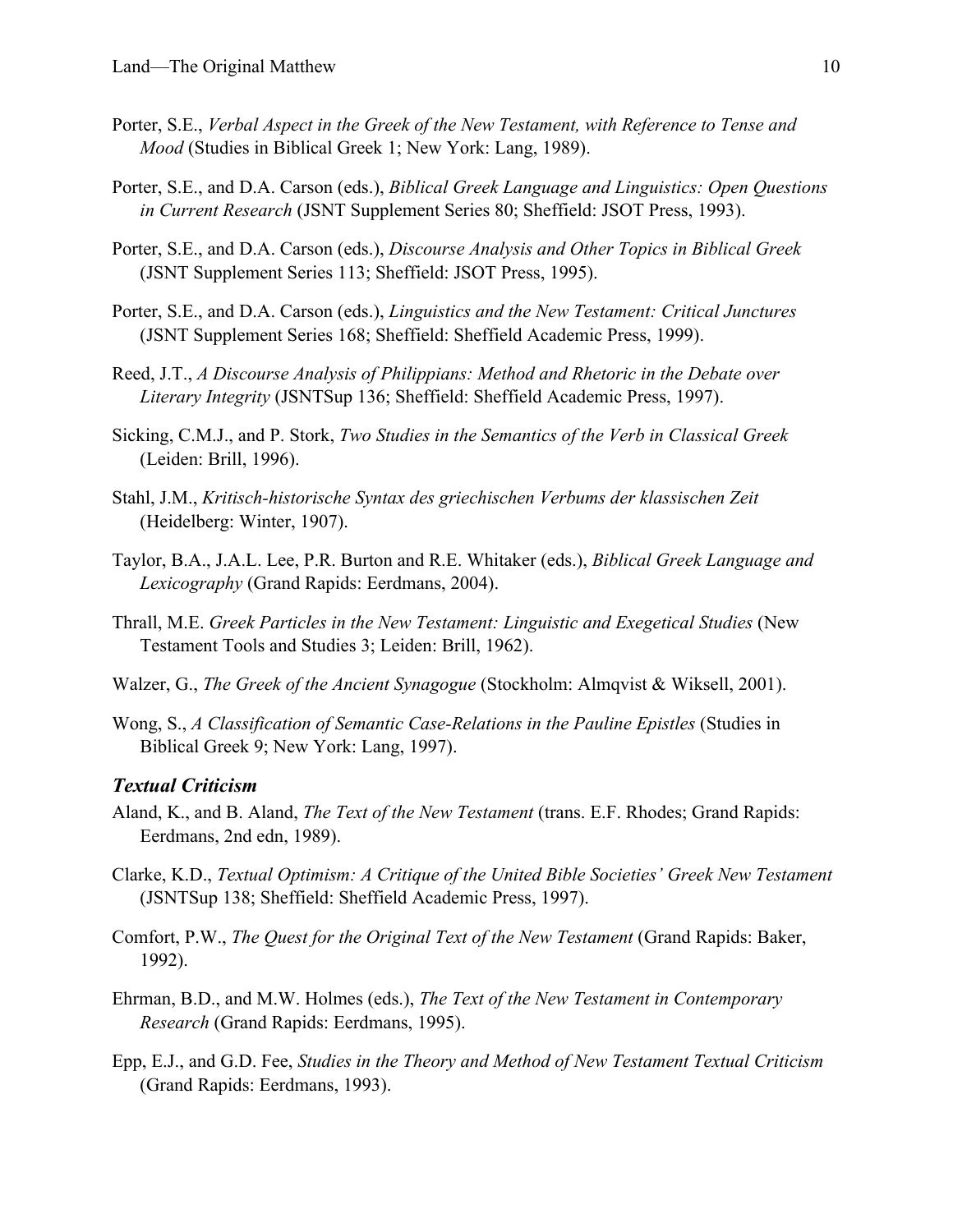Porter, S.E., *Verbal Aspect in the Greek of the New Testament, with Reference to Tense and Mood* (Studies in Biblical Greek 1; New York: Lang, 1989).

Porter, S.E., and D.A. Carson (eds.), *Biblical Greek Language and Linguistics: Open Questions in Current Research* (JSNT Supplement Series 80; Sheffield: JSOT Press, 1993).

Porter, S.E., and D.A. Carson (eds.), *Discourse Analysis and Other Topics in Biblical Greek* (JSNT Supplement Series 113; Sheffield: JSOT Press, 1995).

Porter, S.E., and D.A. Carson (eds.), *Linguistics and the New Testament: Critical Junctures* (JSNT Supplement Series 168; Sheffield: Sheffield Academic Press, 1999).

Reed, J.T., *A Discourse Analysis of Philippians: Method and Rhetoric in the Debate over Literary Integrity* (JSNTSup 136; Sheffield: Sheffield Academic Press, 1997).

Sicking, C.M.J., and P. Stork, *Two Studies in the Semantics of the Verb in Classical Greek* (Leiden: Brill, 1996).

Stahl, J.M., *Kritisch-historische Syntax des griechischen Verbums der klassischen Zeit* (Heidelberg: Winter, 1907).

Taylor, B.A., J.A.L. Lee, P.R. Burton and R.E. Whitaker (eds.), *Biblical Greek Language and Lexicography* (Grand Rapids: Eerdmans, 2004).

Thrall, M.E. *Greek Particles in the New Testament: Linguistic and Exegetical Studies* (New Testament Tools and Studies 3; Leiden: Brill, 1962).

Walzer, G., *The Greek of the Ancient Synagogue* (Stockholm: Almqvist & Wiksell, 2001).

Wong, S., *A Classification of Semantic Case-Relations in the Pauline Epistles* (Studies in Biblical Greek 9; New York: Lang, 1997).

### *Textual Criticism*

Aland, K., and B. Aland, *The Text of the New Testament* (trans. E.F. Rhodes; Grand Rapids: Eerdmans, 2nd edn, 1989).

Clarke, K.D., *Textual Optimism: A Critique of the United Bible Societies' Greek New Testament* (JSNTSup 138; Sheffield: Sheffield Academic Press, 1997).

Comfort, P.W., *The Quest for the Original Text of the New Testament* (Grand Rapids: Baker, 1992).

Ehrman, B.D., and M.W. Holmes (eds.), *The Text of the New Testament in Contemporary Research* (Grand Rapids: Eerdmans, 1995).

Epp, E.J., and G.D. Fee, *Studies in the Theory and Method of New Testament Textual Criticism* (Grand Rapids: Eerdmans, 1993).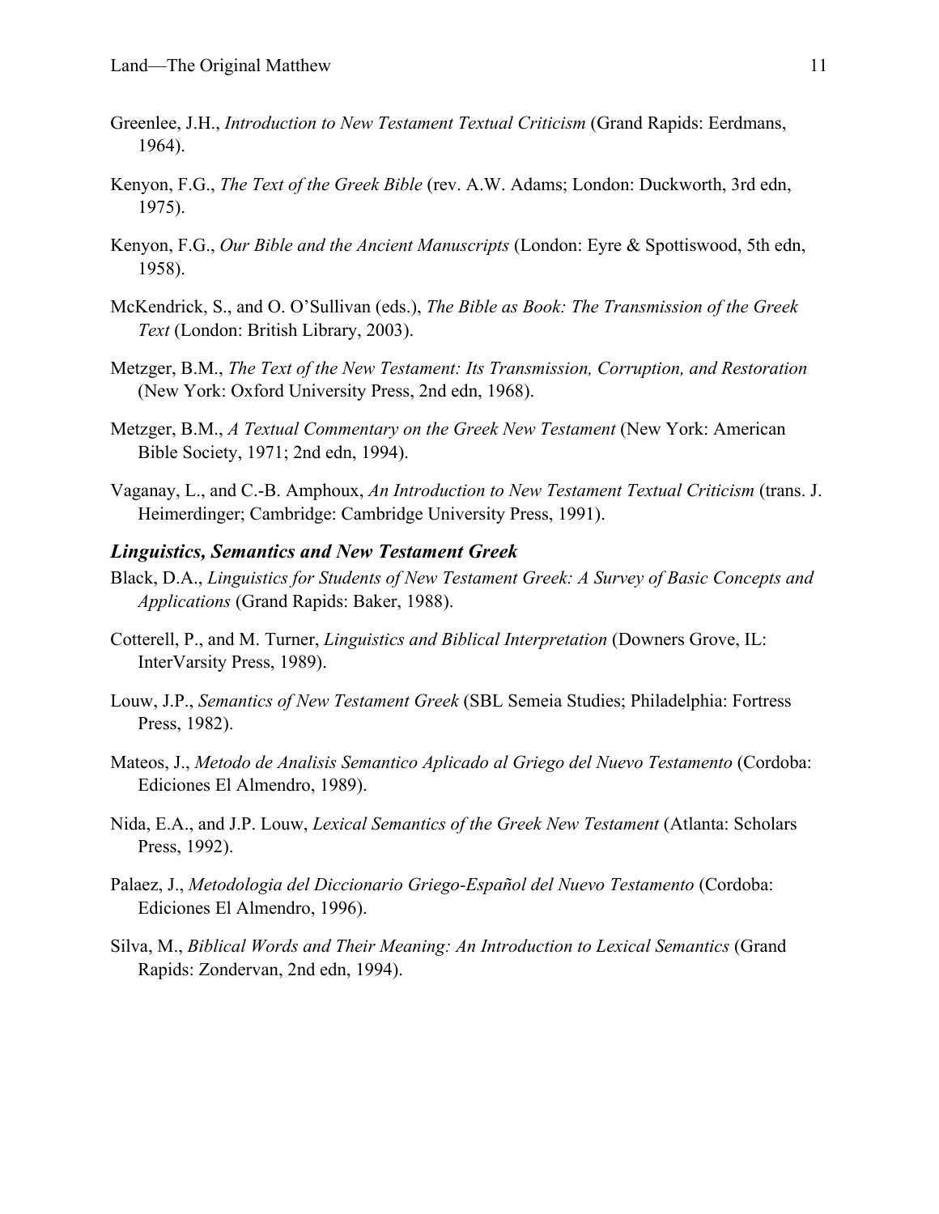Greenlee, J.H., *Introduction to New Testament Textual Criticism* (Grand Rapids: Eerdmans, 1964).

Kenyon, F.G., *The Text of the Greek Bible* (rev. A.W. Adams; London: Duckworth, 3rd edn, 1975).

Kenyon, F.G., *Our Bible and the Ancient Manuscripts* (London: Eyre & Spottiswood, 5th edn, 1958).

McKendrick, S., and O. O'Sullivan (eds.), *The Bible as Book: The Transmission of the Greek Text* (London: British Library, 2003).

Metzger, B.M., *The Text of the New Testament: Its Transmission, Corruption, and Restoration* (New York: Oxford University Press, 2nd edn, 1968).

Metzger, B.M., *A Textual Commentary on the Greek New Testament* (New York: American Bible Society, 1971; 2nd edn, 1994).

Vaganay, L., and C.-B. Amphoux, *An Introduction to New Testament Textual Criticism* (trans. J. Heimerdinger; Cambridge: Cambridge University Press, 1991).

### ***Linguistics, Semantics and New Testament Greek***

Black, D.A., *Linguistics for Students of New Testament Greek: A Survey of Basic Concepts and Applications* (Grand Rapids: Baker, 1988).

Cotterell, P., and M. Turner, *Linguistics and Biblical Interpretation* (Downers Grove, IL: InterVarsity Press, 1989).

Louw, J.P., *Semantics of New Testament Greek* (SBL Semeia Studies; Philadelphia: Fortress Press, 1982).

Mateos, J., *Metodo de Analisis Semantico Aplicado al Griego del Nuevo Testamento* (Cordoba: Ediciones El Almendro, 1989).

Nida, E.A., and J.P. Louw, *Lexical Semantics of the Greek New Testament* (Atlanta: Scholars Press, 1992).

Palaez, J., *Metodologia del Diccionario Griego-Español del Nuevo Testamento* (Cordoba: Ediciones El Almendro, 1996).

Silva, M., *Biblical Words and Their Meaning: An Introduction to Lexical Semantics* (Grand Rapids: Zondervan, 2nd edn, 1994).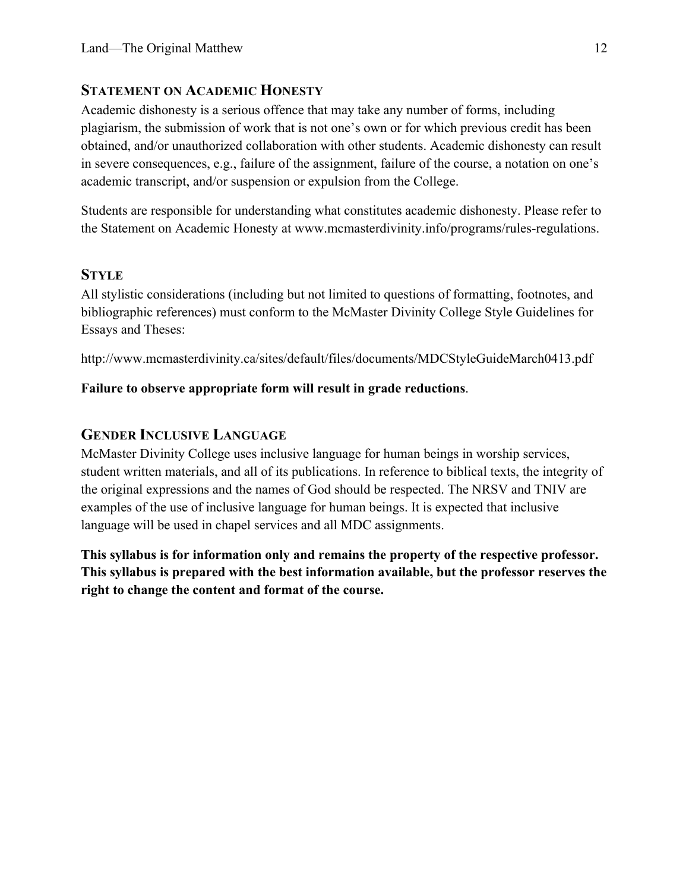## STATEMENT ON ACADEMIC HONESTY

Academic dishonesty is a serious offence that may take any number of forms, including plagiarism, the submission of work that is not one's own or for which previous credit has been obtained, and/or unauthorized collaboration with other students. Academic dishonesty can result in severe consequences, e.g., failure of the assignment, failure of the course, a notation on one's academic transcript, and/or suspension or expulsion from the College.

Students are responsible for understanding what constitutes academic dishonesty. Please refer to the Statement on Academic Honesty at www.mcmasterdivinity.info/programs/rules-regulations.

## STYLE

All stylistic considerations (including but not limited to questions of formatting, footnotes, and bibliographic references) must conform to the McMaster Divinity College Style Guidelines for Essays and Theses:

http://www.mcmasterdivinity.ca/sites/default/files/documents/MDCStyleGuideMarch0413.pdf

**Failure to observe appropriate form will result in grade reductions**.

## GENDER INCLUSIVE LANGUAGE

McMaster Divinity College uses inclusive language for human beings in worship services, student written materials, and all of its publications. In reference to biblical texts, the integrity of the original expressions and the names of God should be respected. The NRSV and TNIV are examples of the use of inclusive language for human beings. It is expected that inclusive language will be used in chapel services and all MDC assignments.

**This syllabus is for information only and remains the property of the respective professor. This syllabus is prepared with the best information available, but the professor reserves the right to change the content and format of the course.**